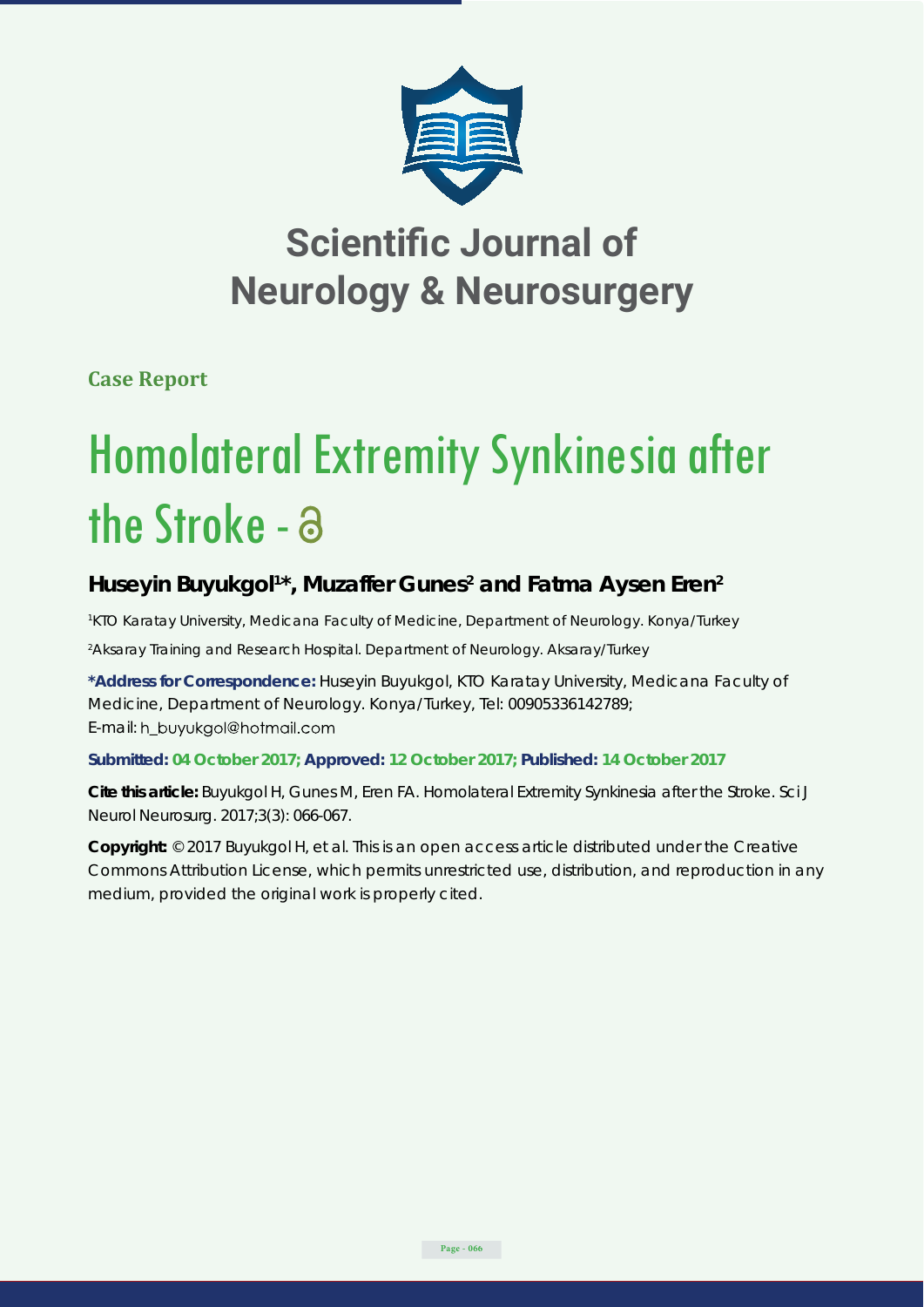# Scientific Journal of Neurology & Neurosurgery

**Case Report**

# Homolateral Extremity Synkinesia after the Stroke

## Huseyin Buyukgol[1]*, Muzaffer Gunes[2] and Fatma Aysen Eren[2]

[1]KTO Karatay University, Medicana Faculty of Medicine, Department of Neurology. Konya/Turkey

[2]Aksaray Training and Research Hospital. Department of Neurology. Aksaray/Turkey

**\*Address for Correspondence:** Huseyin Buyukgol, KTO Karatay University, Medicana Faculty of Medicine, Department of Neurology. Konya/Turkey, Tel: 00905336142789; E-mail: h_buyukgol@hotmail.com

**Submitted: 04 October 2017; Approved: 12 October 2017; Published: 14 October 2017**

**Cite this article:** Buyukgol H, Gunes M, Eren FA. Homolateral Extremity Synkinesia after the Stroke. Sci J Neurol Neurosurg. 2017;3(3): 066-067.

**Copyright:** © 2017 Buyukgol H, et al. This is an open access article distributed under the Creative Commons Attribution License, which permits unrestricted use, distribution, and reproduction in any medium, provided the original work is properly cited.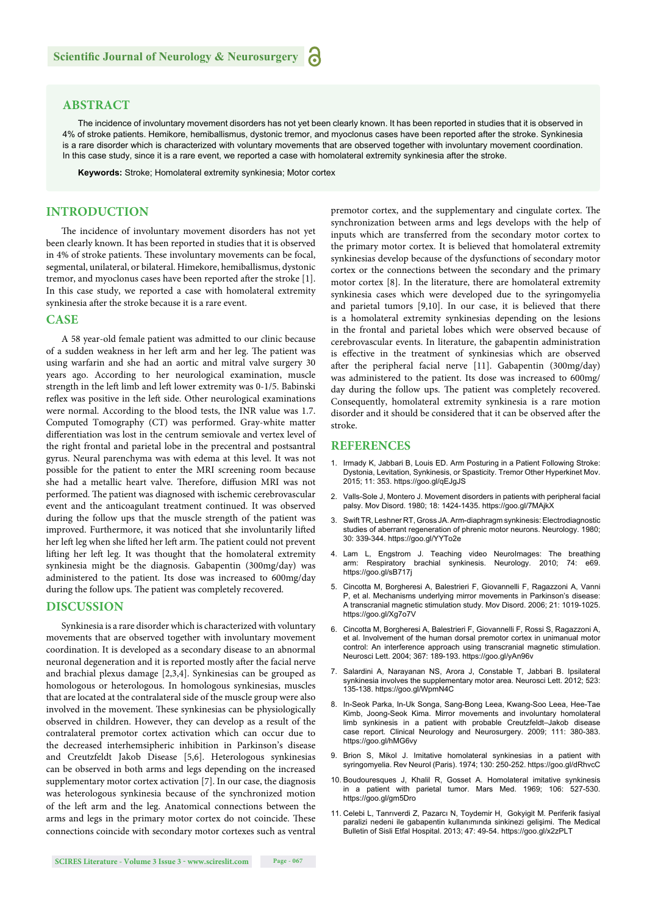## ABSTRACT

The incidence of involuntary movement disorders has not yet been clearly known. It has been reported in studies that it is observed in 4% of stroke patients. Hemikore, hemiballismus, dystonic tremor, and myoclonus cases have been reported after the stroke. Synkinesia is a rare disorder which is characterized with voluntary movements that are observed together with involuntary movement coordination. In this case study, since it is a rare event, we reported a case with homolateral extremity synkinesia after the stroke.

**Keywords:** Stroke; Homolateral extremity synkinesia; Motor cortex

## INTRODUCTION

The incidence of involuntary movement disorders has not yet been clearly known. It has been reported in studies that it is observed in 4% of stroke patients. These involuntary movements can be focal, segmental, unilateral, or bilateral. Himekore, hemiballismus, dystonic tremor, and myoclonus cases have been reported after the stroke [1]. In this case study, we reported a case with homolateral extremity synkinesia after the stroke because it is a rare event.

## CASE

A 58 year-old female patient was admitted to our clinic because of a sudden weakness in her left arm and her leg. The patient was using warfarin and she had an aortic and mitral valve surgery 30 years ago. According to her neurological examination, muscle strength in the left limb and left lower extremity was 0-1/5. Babinski reflex was positive in the left side. Other neurological examinations were normal. According to the blood tests, the INR value was 1.7. Computed Tomography (CT) was performed. Gray-white matter differentiation was lost in the centrum semiovale and vertex level of the right frontal and parietal lobe in the precentral and postsantral gyrus. Neural parenchyma was with edema at this level. It was not possible for the patient to enter the MRI screening room because she had a metallic heart valve. Therefore, diffusion MRI was not performed. The patient was diagnosed with ischemic cerebrovascular event and the anticoagulant treatment continued. It was observed during the follow ups that the muscle strength of the patient was improved. Furthermore, it was noticed that she involuntarily lifted her left leg when she lifted her left arm. The patient could not prevent lifting her left leg. It was thought that the homolateral extremity synkinesia might be the diagnosis. Gabapentin (300mg/day) was administered to the patient. Its dose was increased to 600mg/day during the follow ups. The patient was completely recovered.

## DISCUSSION

Synkinesia is a rare disorder which is characterized with voluntary movements that are observed together with involuntary movement coordination. It is developed as a secondary disease to an abnormal neuronal degeneration and it is reported mostly after the facial nerve and brachial plexus damage [2,3,4]. Synkinesias can be grouped as homologous or heterologous. In homologous synkinesias, muscles that are located at the contralateral side of the muscle group were also involved in the movement. These synkinesias can be physiologically observed in children. However, they can develop as a result of the contralateral premotor cortex activation which can occur due to the decreased interhemsipheric inhibition in Parkinson's disease and Creutzfeldt Jakob Disease [5,6]. Heterologous synkinesias can be observed in both arms and legs depending on the increased supplementary motor cortex activation [7]. In our case, the diagnosis was heterologous synkinesia because of the synchronized motion of the left arm and the leg. Anatomical connections between the arms and legs in the primary motor cortex do not coincide. These connections coincide with secondary motor cortexes such as ventral premotor cortex, and the supplementary and cingulate cortex. The synchronization between arms and legs develops with the help of inputs which are transferred from the secondary motor cortex to the primary motor cortex. It is believed that homolateral extremity synkinesias develop because of the dysfunctions of secondary motor cortex or the connections between the secondary and the primary motor cortex [8]. In the literature, there are homolateral extremity synkinesia cases which were developed due to the syringomyelia and parietal tumors [9,10]. In our case, it is believed that there is a homolateral extremity synkinesias depending on the lesions in the frontal and parietal lobes which were observed because of cerebrovascular events. In literature, the gabapentin administration is effective in the treatment of synkinesias which are observed after the peripheral facial nerve [11]. Gabapentin (300mg/day) was administered to the patient. Its dose was increased to 600mg/day during the follow ups. The patient was completely recovered. Consequently, homolateral extremity synkinesia is a rare motion disorder and it should be considered that it can be observed after the stroke.

## REFERENCES

1. Irmady K, Jabbari B, Louis ED. Arm Posturing in a Patient Following Stroke: Dystonia, Levitation, Synkinesis, or Spasticity. Tremor Other Hyperkinet Mov. 2015; 11: 353. https://goo.gl/qEJgJS
2. Valls-Sole J, Montero J. Movement disorders in patients with peripheral facial palsy. Mov Disord. 1980; 18: 1424-1435. https://goo.gl/7MAjkX
3. Swift TR, Leshner RT, Gross JA. Arm-diaphragm synkinesis: Electrodiagnostic studies of aberrant regeneration of phrenic motor neurons. Neurology. 1980; 30: 339-344. https://goo.gl/YYTo2e
4. Lam L, Engstrom J. Teaching video NeuroImages: The breathing arm: Respiratory brachial synkinesis. Neurology. 2010; 74: e69. https://goo.gl/sB717j
5. Cincotta M, Borgheresi A, Balestrieri F, Giovannelli F, Ragazzoni A, Vanni P, et al. Mechanisms underlying mirror movements in Parkinson's disease: A transcranial magnetic stimulation study. Mov Disord. 2006; 21: 1019-1025. https://goo.gl/Xg7o7V
6. Cincotta M, Borgheresi A, Balestrieri F, Giovannelli F, Rossi S, Ragazzoni A, et al. Involvement of the human dorsal premotor cortex in unimanual motor control: An interference approach using transcranial magnetic stimulation. Neurosci Lett. 2004; 367: 189-193. https://goo.gl/yAn96v
7. Salardini A, Narayanan NS, Arora J, Constable T, Jabbari B. Ipsilateral synkinesia involves the supplementary motor area. Neurosci Lett. 2012; 523: 135-138. https://goo.gl/WpmN4C
8. In-Seok Parka, In-Uk Songa, Sang-Bong Leea, Kwang-Soo Leea, Hee-Tae Kimb, Joong-Seok Kima. Mirror movements and involuntary homolateral limb synkinesis in a patient with probable Creutzfeldt–Jakob disease case report. Clinical Neurology and Neurosurgery. 2009; 111: 380-383. https://goo.gl/hMG6vy
9. Brion S, Mikol J. Imitative homolateral synkinesias in a patient with syringomyelia. Rev Neurol (Paris). 1974; 130: 250-252. https://goo.gl/dRhvcC
10. Boudouresques J, Khalil R, Gosset A. Homolateral imitative synkinesis in a patient with parietal tumor. Mars Med. 1969; 106: 527-530. https://goo.gl/gm5Dro
11. Celebi L, Tanrıverdi Z, Pazarcı N, Toydemir H, Gokyigit M. Periferik fasiyal paralizi nedeni ile gabapentin kullanımında sinkinezi gelişimi. The Medical Bulletin of Sisli Etfal Hospital. 2013; 47: 49-54. https://goo.gl/x2zPLT